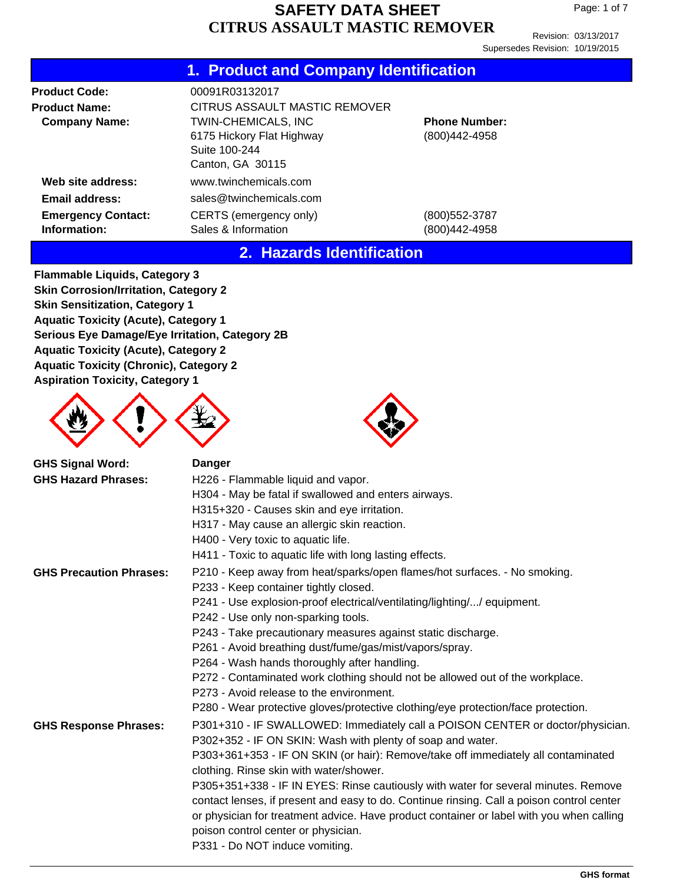# SAFETY DATA SHEET
# CITRUS ASSAULT MASTIC REMOVER

Revision: 03/13/2017
Supersedes Revision: 10/19/2015

## 1. Product and Company Identification

| | | |
|---|---|---|
| **Product Code:** | 00091R03132017 | |
| **Product Name:** | CITRUS ASSAULT MASTIC REMOVER | |
| **Company Name:** | TWIN-CHEMICALS, INC<br>6175 Hickory Flat Highway<br>Suite 100-244<br>Canton, GA 30115 | **Phone Number:**<br>(800)442-4958 |
| **Web site address:** | www.twinchemicals.com | |
| **Email address:** | sales@twinchemicals.com | |
| **Emergency Contact:** | CERTS (emergency only) | (800)552-3787 |
| **Information:** | Sales & Information | (800)442-4958 |

## 2. Hazards Identification

**Flammable Liquids, Category 3**
**Skin Corrosion/Irritation, Category 2**
**Skin Sensitization, Category 1**
**Aquatic Toxicity (Acute), Category 1**
**Serious Eye Damage/Eye Irritation, Category 2B**
**Aquatic Toxicity (Acute), Category 2**
**Aquatic Toxicity (Chronic), Category 2**
**Aspiration Toxicity, Category 1**

**GHS Signal Word:** **Danger**

**GHS Hazard Phrases:**
- H226 - Flammable liquid and vapor.
- H304 - May be fatal if swallowed and enters airways.
- H315+320 - Causes skin and eye irritation.
- H317 - May cause an allergic skin reaction.
- H400 - Very toxic to aquatic life.
- H411 - Toxic to aquatic life with long lasting effects.

**GHS Precaution Phrases:**
- P210 - Keep away from heat/sparks/open flames/hot surfaces. - No smoking.
- P233 - Keep container tightly closed.
- P241 - Use explosion-proof electrical/ventilating/lighting/.../ equipment.
- P242 - Use only non-sparking tools.
- P243 - Take precautionary measures against static discharge.
- P261 - Avoid breathing dust/fume/gas/mist/vapors/spray.
- P264 - Wash hands thoroughly after handling.
- P272 - Contaminated work clothing should not be allowed out of the workplace.
- P273 - Avoid release to the environment.
- P280 - Wear protective gloves/protective clothing/eye protection/face protection.

**GHS Response Phrases:**
- P301+310 - IF SWALLOWED: Immediately call a POISON CENTER or doctor/physician.
- P302+352 - IF ON SKIN: Wash with plenty of soap and water.
- P303+361+353 - IF ON SKIN (or hair): Remove/take off immediately all contaminated clothing. Rinse skin with water/shower.
- P305+351+338 - IF IN EYES: Rinse cautiously with water for several minutes. Remove contact lenses, if present and easy to do. Continue rinsing. Call a poison control center or physician for treatment advice. Have product container or label with you when calling poison control center or physician.
- P331 - Do NOT induce vomiting.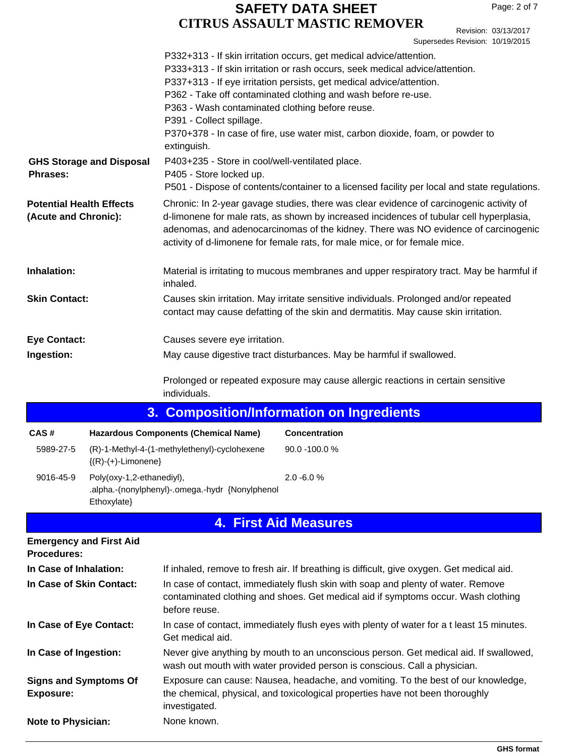P332+313 - If skin irritation occurs, get medical advice/attention.
P333+313 - If skin irritation or rash occurs, seek medical advice/attention.
P337+313 - If eye irritation persists, get medical advice/attention.
P362 - Take off contaminated clothing and wash before re-use.
P363 - Wash contaminated clothing before reuse.
P391 - Collect spillage.
P370+378 - In case of fire, use water mist, carbon dioxide, foam, or powder to extinguish.

**GHS Storage and Disposal Phrases:**
P403+235 - Store in cool/well-ventilated place.
P405 - Store locked up.
P501 - Dispose of contents/container to a licensed facility per local and state regulations.

**Potential Health Effects (Acute and Chronic):** Chronic: In 2-year gavage studies, there was clear evidence of carcinogenic activity of d-limonene for male rats, as shown by increased incidences of tubular cell hyperplasia, adenomas, and adenocarcinomas of the kidney. There was NO evidence of carcinogenic activity of d-limonene for female rats, for male mice, or for female mice.

**Inhalation:** Material is irritating to mucous membranes and upper respiratory tract. May be harmful if inhaled.

**Skin Contact:** Causes skin irritation. May irritate sensitive individuals. Prolonged and/or repeated contact may cause defatting of the skin and dermatitis. May cause skin irritation.

**Eye Contact:** Causes severe eye irritation.

**Ingestion:** May cause digestive tract disturbances. May be harmful if swallowed.

Prolonged or repeated exposure may cause allergic reactions in certain sensitive individuals.

## 3. Composition/Information on Ingredients

| CAS # | Hazardous Components (Chemical Name) | Concentration |
|---|---|---|
| 5989-27-5 | (R)-1-Methyl-4-(1-methylethenyl)-cyclohexene {(R)-(+)-Limonene} | 90.0 -100.0 % |
| 9016-45-9 | Poly(oxy-1,2-ethanediyl), .alpha.-(nonylphenyl)-.omega.-hydr {Nonylphenol Ethoxylate} | 2.0 -6.0 % |

## 4. First Aid Measures

**Emergency and First Aid Procedures:**

**In Case of Inhalation:** If inhaled, remove to fresh air. If breathing is difficult, give oxygen. Get medical aid.

**In Case of Skin Contact:** In case of contact, immediately flush skin with soap and plenty of water. Remove contaminated clothing and shoes. Get medical aid if symptoms occur. Wash clothing before reuse.

**In Case of Eye Contact:** In case of contact, immediately flush eyes with plenty of water for a t least 15 minutes. Get medical aid.

**In Case of Ingestion:** Never give anything by mouth to an unconscious person. Get medical aid. If swallowed, wash out mouth with water provided person is conscious. Call a physician.

**Signs and Symptoms Of Exposure:** Exposure can cause: Nausea, headache, and vomiting. To the best of our knowledge, the chemical, physical, and toxicological properties have not been thoroughly investigated.

**Note to Physician:** None known.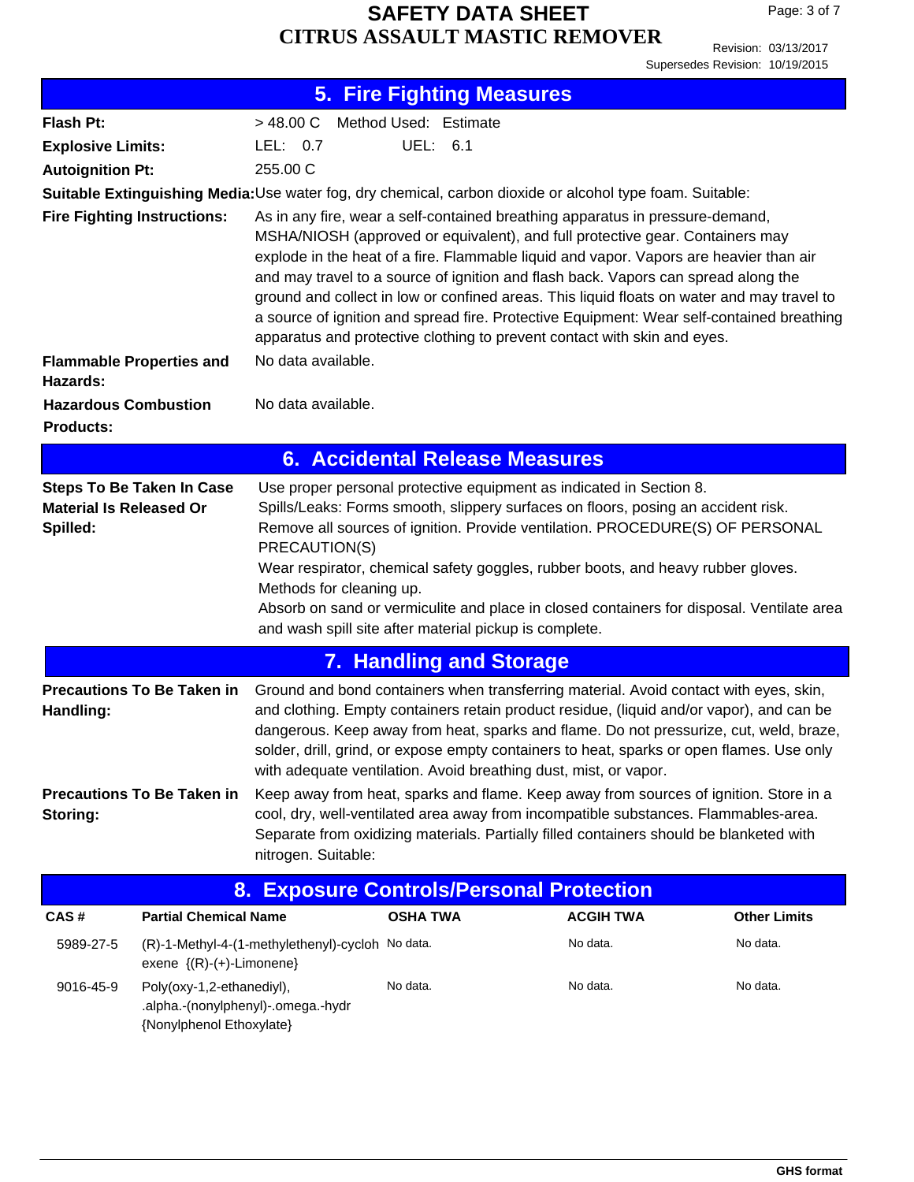## 5. Fire Fighting Measures

**Flash Pt:** > 48.00 C Method Used: Estimate

**Explosive Limits:** LEL: 0.7 UEL: 6.1

**Autoignition Pt:** 255.00 C

**Suitable Extinguishing Media:** Use water fog, dry chemical, carbon dioxide or alcohol type foam. Suitable:

**Fire Fighting Instructions:** As in any fire, wear a self-contained breathing apparatus in pressure-demand, MSHA/NIOSH (approved or equivalent), and full protective gear. Containers may explode in the heat of a fire. Flammable liquid and vapor. Vapors are heavier than air and may travel to a source of ignition and flash back. Vapors can spread along the ground and collect in low or confined areas. This liquid floats on water and may travel to a source of ignition and spread fire. Protective Equipment: Wear self-contained breathing apparatus and protective clothing to prevent contact with skin and eyes.

**Flammable Properties and Hazards:** No data available.

**Hazardous Combustion Products:** No data available.

## 6. Accidental Release Measures

**Steps To Be Taken In Case Material Is Released Or Spilled:** Use proper personal protective equipment as indicated in Section 8.
Spills/Leaks: Forms smooth, slippery surfaces on floors, posing an accident risk.
Remove all sources of ignition. Provide ventilation. PROCEDURE(S) OF PERSONAL PRECAUTION(S)
Wear respirator, chemical safety goggles, rubber boots, and heavy rubber gloves.
Methods for cleaning up.
Absorb on sand or vermiculite and place in closed containers for disposal. Ventilate area and wash spill site after material pickup is complete.

## 7. Handling and Storage

**Precautions To Be Taken in Handling:** Ground and bond containers when transferring material. Avoid contact with eyes, skin, and clothing. Empty containers retain product residue, (liquid and/or vapor), and can be dangerous. Keep away from heat, sparks and flame. Do not pressurize, cut, weld, braze, solder, drill, grind, or expose empty containers to heat, sparks or open flames. Use only with adequate ventilation. Avoid breathing dust, mist, or vapor.

**Precautions To Be Taken in Storing:** Keep away from heat, sparks and flame. Keep away from sources of ignition. Store in a cool, dry, well-ventilated area away from incompatible substances. Flammables-area. Separate from oxidizing materials. Partially filled containers should be blanketed with nitrogen. Suitable:

## 8. Exposure Controls/Personal Protection

| CAS # | Partial Chemical Name | OSHA TWA | ACGIH TWA | Other Limits |
|---|---|---|---|---|
| 5989-27-5 | (R)-1-Methyl-4-(1-methylethenyl)-cyclohexene {(R)-(+)-Limonene} | No data. | No data. | No data. |
| 9016-45-9 | Poly(oxy-1,2-ethanediyl), .alpha.-(nonylphenyl)-.omega.-hydr {Nonylphenol Ethoxylate} | No data. | No data. | No data. |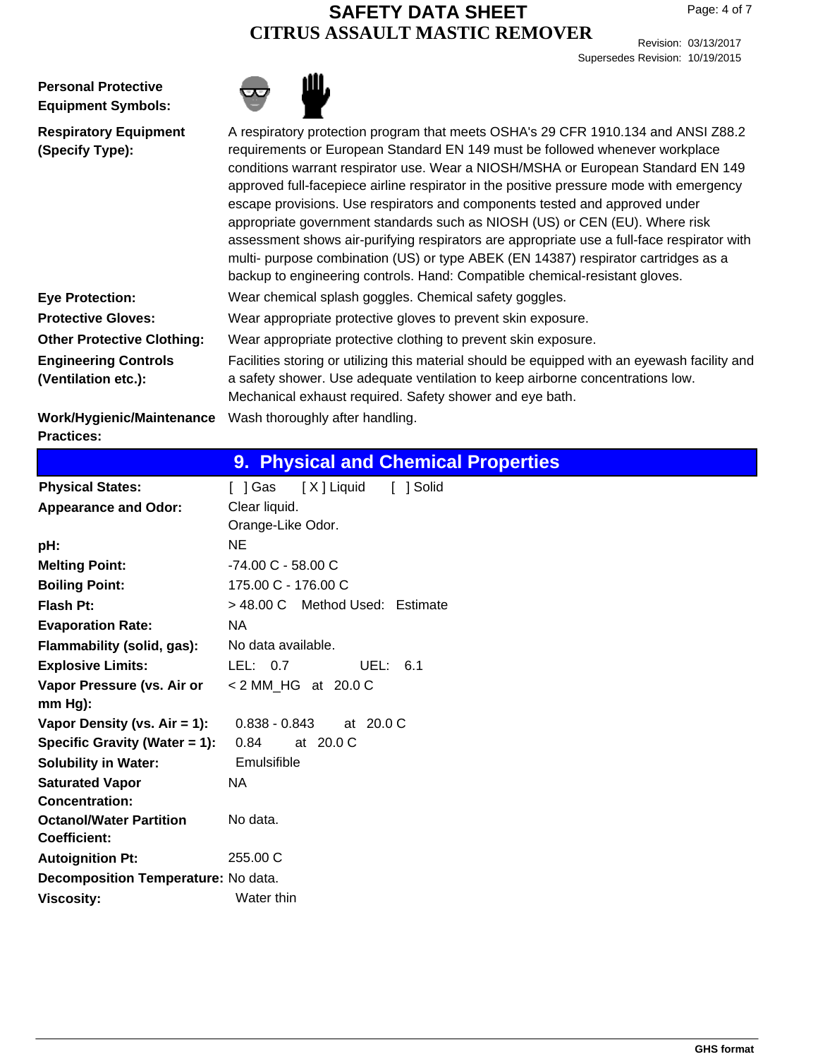**Personal Protective Equipment Symbols:**

**Respiratory Equipment (Specify Type):** A respiratory protection program that meets OSHA's 29 CFR 1910.134 and ANSI Z88.2 requirements or European Standard EN 149 must be followed whenever workplace conditions warrant respirator use. Wear a NIOSH/MSHA or European Standard EN 149 approved full-facepiece airline respirator in the positive pressure mode with emergency escape provisions. Use respirators and components tested and approved under appropriate government standards such as NIOSH (US) or CEN (EU). Where risk assessment shows air-purifying respirators are appropriate use a full-face respirator with multi- purpose combination (US) or type ABEK (EN 14387) respirator cartridges as a backup to engineering controls. Hand: Compatible chemical-resistant gloves.

**Eye Protection:** Wear chemical splash goggles. Chemical safety goggles.

**Protective Gloves:** Wear appropriate protective gloves to prevent skin exposure.

**Other Protective Clothing:** Wear appropriate protective clothing to prevent skin exposure.

**Engineering Controls (Ventilation etc.):** Facilities storing or utilizing this material should be equipped with an eyewash facility and a safety shower. Use adequate ventilation to keep airborne concentrations low. Mechanical exhaust required. Safety shower and eye bath.

**Work/Hygienic/Maintenance Practices:** Wash thoroughly after handling.

## 9. Physical and Chemical Properties

| Property | Value |
|---|---|
| **Physical States:** | [ ] Gas [ X ] Liquid [ ] Solid |
| **Appearance and Odor:** | Clear liquid. Orange-Like Odor. |
| **pH:** | NE |
| **Melting Point:** | -74.00 C - 58.00 C |
| **Boiling Point:** | 175.00 C - 176.00 C |
| **Flash Pt:** | > 48.00 C Method Used: Estimate |
| **Evaporation Rate:** | NA |
| **Flammability (solid, gas):** | No data available. |
| **Explosive Limits:** | LEL: 0.7 UEL: 6.1 |
| **Vapor Pressure (vs. Air or mm Hg):** | < 2 MM_HG at 20.0 C |
| **Vapor Density (vs. Air = 1):** | 0.838 - 0.843 at 20.0 C |
| **Specific Gravity (Water = 1):** | 0.84 at 20.0 C |
| **Solubility in Water:** | Emulsifible |
| **Saturated Vapor Concentration:** | NA |
| **Octanol/Water Partition Coefficient:** | No data. |
| **Autoignition Pt:** | 255.00 C |
| **Decomposition Temperature:** | No data. |
| **Viscosity:** | Water thin |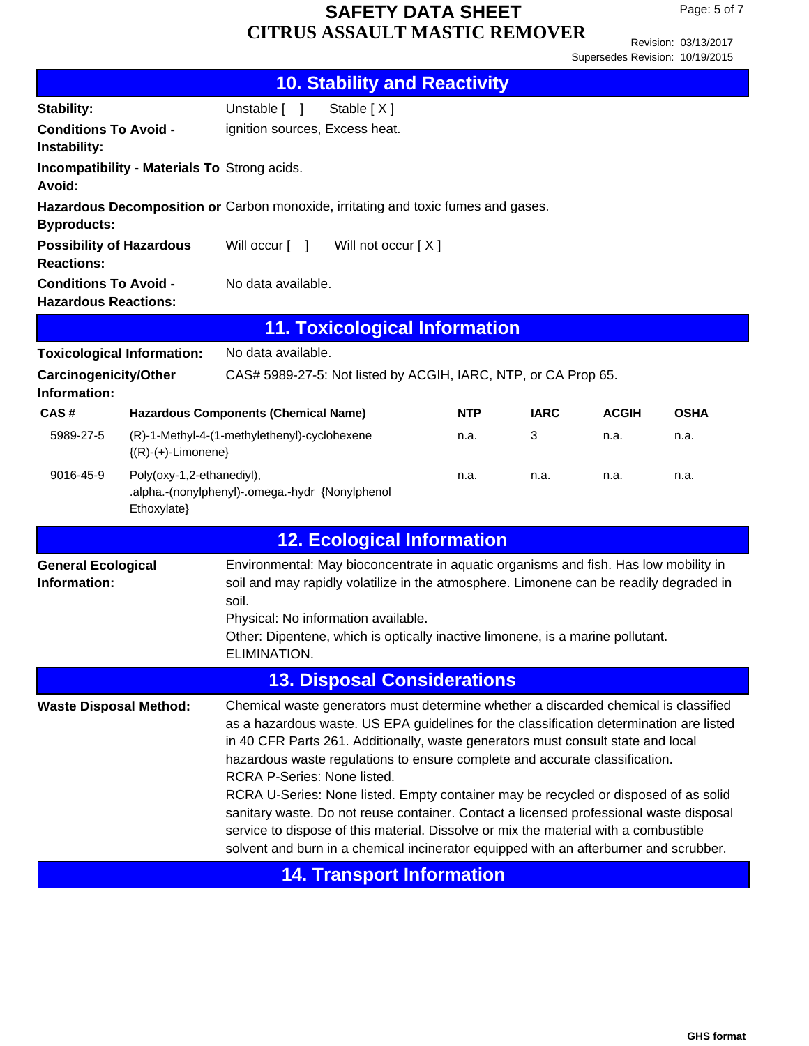## 10. Stability and Reactivity

**Stability:** Unstable [ ] Stable [ X ]

**Conditions To Avoid - Instability:** ignition sources, Excess heat.

**Incompatibility - Materials To Avoid:** Strong acids.

**Hazardous Decomposition or Byproducts:** Carbon monoxide, irritating and toxic fumes and gases.

**Possibility of Hazardous Reactions:** Will occur [ ] Will not occur [ X ]

**Conditions To Avoid - Hazardous Reactions:** No data available.

## 11. Toxicological Information

**Toxicological Information:** No data available.

**Carcinogenicity/Other Information:** CAS# 5989-27-5: Not listed by ACGIH, IARC, NTP, or CA Prop 65.

| CAS # | Hazardous Components (Chemical Name) | NTP | IARC | ACGIH | OSHA |
|---|---|---|---|---|---|
| 5989-27-5 | (R)-1-Methyl-4-(1-methylethenyl)-cyclohexene {(R)-(+)-Limonene} | n.a. | 3 | n.a. | n.a. |
| 9016-45-9 | Poly(oxy-1,2-ethanediyl), .alpha.-(nonylphenyl)-.omega.-hydr {Nonylphenol Ethoxylate} | n.a. | n.a. | n.a. | n.a. |

## 12. Ecological Information

**General Ecological Information:** Environmental: May bioconcentrate in aquatic organisms and fish. Has low mobility in soil and may rapidly volatilize in the atmosphere. Limonene can be readily degraded in soil.
Physical: No information available.
Other: Dipentene, which is optically inactive limonene, is a marine pollutant.
ELIMINATION.

## 13. Disposal Considerations

**Waste Disposal Method:** Chemical waste generators must determine whether a discarded chemical is classified as a hazardous waste. US EPA guidelines for the classification determination are listed in 40 CFR Parts 261. Additionally, waste generators must consult state and local hazardous waste regulations to ensure complete and accurate classification.
RCRA P-Series: None listed.
RCRA U-Series: None listed. Empty container may be recycled or disposed of as solid sanitary waste. Do not reuse container. Contact a licensed professional waste disposal service to dispose of this material. Dissolve or mix the material with a combustible solvent and burn in a chemical incinerator equipped with an afterburner and scrubber.

## 14. Transport Information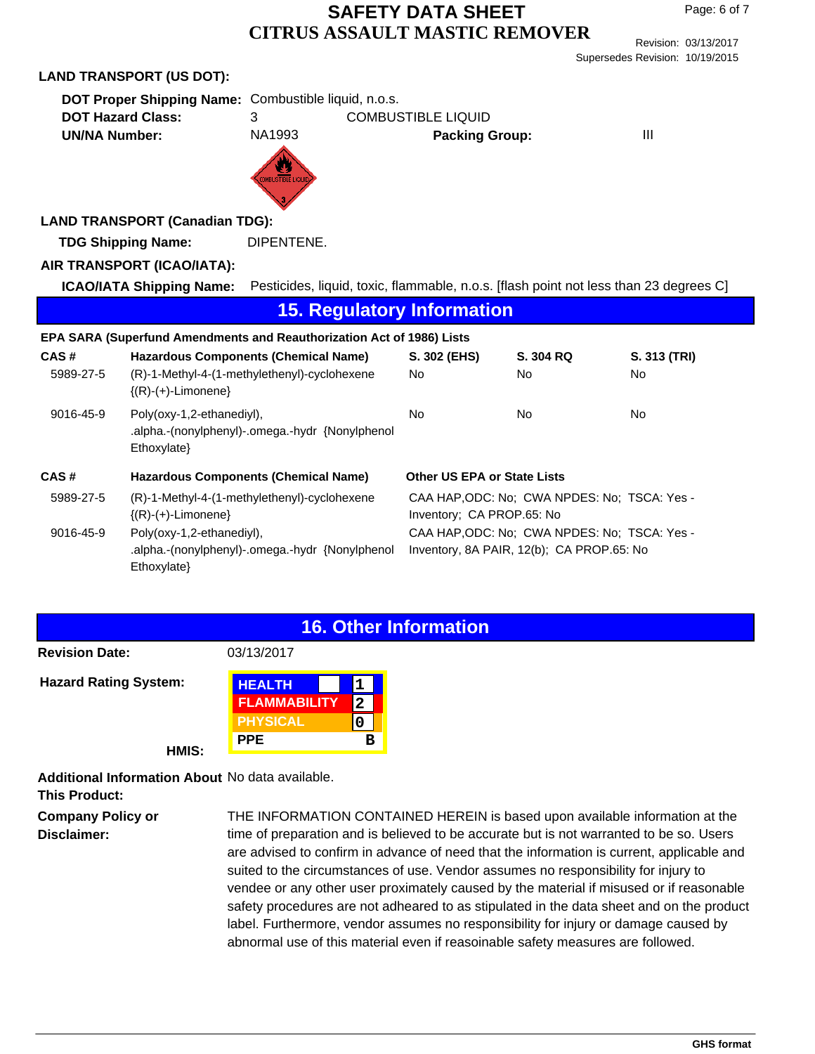**LAND TRANSPORT (US DOT):**

| | | | |
|---|---|---|---|
| **DOT Proper Shipping Name:** | Combustible liquid, n.o.s. | | |
| **DOT Hazard Class:** | 3 | COMBUSTIBLE LIQUID | |
| **UN/NA Number:** | NA1993 | **Packing Group:** | III |

**LAND TRANSPORT (Canadian TDG):**

**TDG Shipping Name:** DIPENTENE.

**AIR TRANSPORT (ICAO/IATA):**

**ICAO/IATA Shipping Name:** Pesticides, liquid, toxic, flammable, n.o.s. [flash point not less than 23 degrees C]

## 15. Regulatory Information

**EPA SARA (Superfund Amendments and Reauthorization Act of 1986) Lists**

| CAS # | Hazardous Components (Chemical Name) | S. 302 (EHS) | S. 304 RQ | S. 313 (TRI) |
|---|---|---|---|---|
| 5989-27-5 | (R)-1-Methyl-4-(1-methylethenyl)-cyclohexene {(R)-(+)-Limonene} | No | No | No |
| 9016-45-9 | Poly(oxy-1,2-ethanediyl), .alpha.-(nonylphenyl)-.omega.-hydr {Nonylphenol Ethoxylate} | No | No | No |

| CAS # | Hazardous Components (Chemical Name) | Other US EPA or State Lists |
|---|---|---|
| 5989-27-5 | (R)-1-Methyl-4-(1-methylethenyl)-cyclohexene {(R)-(+)-Limonene} | CAA HAP,ODC: No; CWA NPDES: No; TSCA: Yes - Inventory; CA PROP.65: No |
| 9016-45-9 | Poly(oxy-1,2-ethanediyl), .alpha.-(nonylphenyl)-.omega.-hydr {Nonylphenol Ethoxylate} | CAA HAP,ODC: No; CWA NPDES: No; TSCA: Yes - Inventory, 8A PAIR, 12(b); CA PROP.65: No |

## 16. Other Information

**Revision Date:** 03/13/2017

**Hazard Rating System:**

**HMIS:**

| | |
|---|---|
| HEALTH | 1 |
| FLAMMABILITY | 2 |
| PHYSICAL | 0 |
| PPE | B |

**Additional Information About This Product:** No data available.

**Company Policy or Disclaimer:** THE INFORMATION CONTAINED HEREIN is based upon available information at the time of preparation and is believed to be accurate but is not warranted to be so. Users are advised to confirm in advance of need that the information is current, applicable and suited to the circumstances of use. Vendor assumes no responsibility for injury to vendee or any other user proximately caused by the material if misused or if reasonable safety procedures are not adheared to as stipulated in the data sheet and on the product label. Furthermore, vendor assumes no responsibility for injury or damage caused by abnormal use of this material even if reasoinable safety measures are followed.